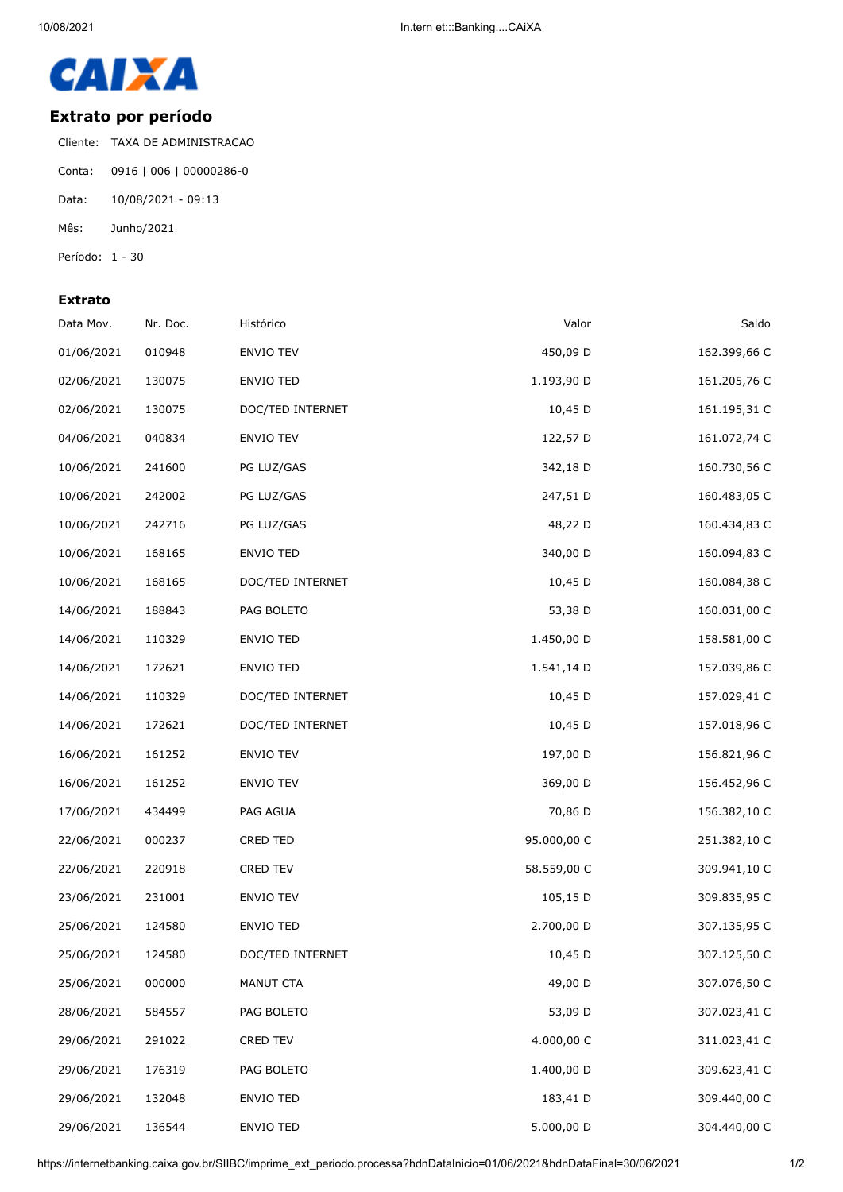CAIXA

## Extrato por período

Cliente: TAXA DE ADMINISTRACAO

Conta: 0916 | 006 | 00000286-0

Data: 10/08/2021 - 09:13

Mês: Junho/2021

Período: 1 - 30

### Extrato

| Data Mov. | Nr. Doc. | Histórico | Valor | Saldo |
|---|---|---|---|---|
| 01/06/2021 | 010948 | ENVIO TEV | 450,09 D | 162.399,66 C |
| 02/06/2021 | 130075 | ENVIO TED | 1.193,90 D | 161.205,76 C |
| 02/06/2021 | 130075 | DOC/TED INTERNET | 10,45 D | 161.195,31 C |
| 04/06/2021 | 040834 | ENVIO TEV | 122,57 D | 161.072,74 C |
| 10/06/2021 | 241600 | PG LUZ/GAS | 342,18 D | 160.730,56 C |
| 10/06/2021 | 242002 | PG LUZ/GAS | 247,51 D | 160.483,05 C |
| 10/06/2021 | 242716 | PG LUZ/GAS | 48,22 D | 160.434,83 C |
| 10/06/2021 | 168165 | ENVIO TED | 340,00 D | 160.094,83 C |
| 10/06/2021 | 168165 | DOC/TED INTERNET | 10,45 D | 160.084,38 C |
| 14/06/2021 | 188843 | PAG BOLETO | 53,38 D | 160.031,00 C |
| 14/06/2021 | 110329 | ENVIO TED | 1.450,00 D | 158.581,00 C |
| 14/06/2021 | 172621 | ENVIO TED | 1.541,14 D | 157.039,86 C |
| 14/06/2021 | 110329 | DOC/TED INTERNET | 10,45 D | 157.029,41 C |
| 14/06/2021 | 172621 | DOC/TED INTERNET | 10,45 D | 157.018,96 C |
| 16/06/2021 | 161252 | ENVIO TEV | 197,00 D | 156.821,96 C |
| 16/06/2021 | 161252 | ENVIO TEV | 369,00 D | 156.452,96 C |
| 17/06/2021 | 434499 | PAG AGUA | 70,86 D | 156.382,10 C |
| 22/06/2021 | 000237 | CRED TED | 95.000,00 C | 251.382,10 C |
| 22/06/2021 | 220918 | CRED TEV | 58.559,00 C | 309.941,10 C |
| 23/06/2021 | 231001 | ENVIO TEV | 105,15 D | 309.835,95 C |
| 25/06/2021 | 124580 | ENVIO TED | 2.700,00 D | 307.135,95 C |
| 25/06/2021 | 124580 | DOC/TED INTERNET | 10,45 D | 307.125,50 C |
| 25/06/2021 | 000000 | MANUT CTA | 49,00 D | 307.076,50 C |
| 28/06/2021 | 584557 | PAG BOLETO | 53,09 D | 307.023,41 C |
| 29/06/2021 | 291022 | CRED TEV | 4.000,00 C | 311.023,41 C |
| 29/06/2021 | 176319 | PAG BOLETO | 1.400,00 D | 309.623,41 C |
| 29/06/2021 | 132048 | ENVIO TED | 183,41 D | 309.440,00 C |
| 29/06/2021 | 136544 | ENVIO TED | 5.000,00 D | 304.440,00 C |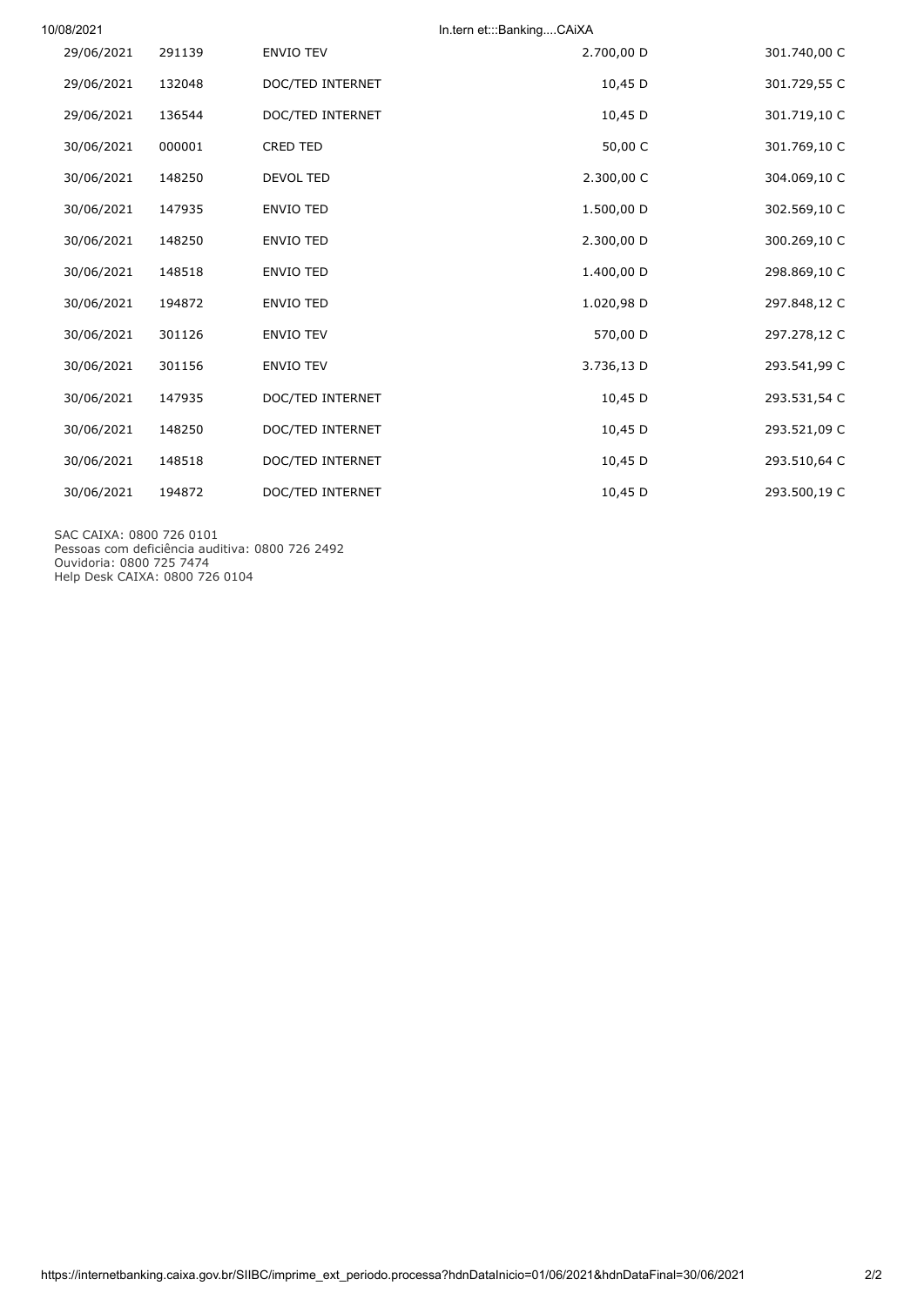| | | | | |
|---|---|---|---|---|
| 29/06/2021 | 291139 | ENVIO TEV | 2.700,00 D | 301.740,00 C |
| 29/06/2021 | 132048 | DOC/TED INTERNET | 10,45 D | 301.729,55 C |
| 29/06/2021 | 136544 | DOC/TED INTERNET | 10,45 D | 301.719,10 C |
| 30/06/2021 | 000001 | CRED TED | 50,00 C | 301.769,10 C |
| 30/06/2021 | 148250 | DEVOL TED | 2.300,00 C | 304.069,10 C |
| 30/06/2021 | 147935 | ENVIO TED | 1.500,00 D | 302.569,10 C |
| 30/06/2021 | 148250 | ENVIO TED | 2.300,00 D | 300.269,10 C |
| 30/06/2021 | 148518 | ENVIO TED | 1.400,00 D | 298.869,10 C |
| 30/06/2021 | 194872 | ENVIO TED | 1.020,98 D | 297.848,12 C |
| 30/06/2021 | 301126 | ENVIO TEV | 570,00 D | 297.278,12 C |
| 30/06/2021 | 301156 | ENVIO TEV | 3.736,13 D | 293.541,99 C |
| 30/06/2021 | 147935 | DOC/TED INTERNET | 10,45 D | 293.531,54 C |
| 30/06/2021 | 148250 | DOC/TED INTERNET | 10,45 D | 293.521,09 C |
| 30/06/2021 | 148518 | DOC/TED INTERNET | 10,45 D | 293.510,64 C |
| 30/06/2021 | 194872 | DOC/TED INTERNET | 10,45 D | 293.500,19 C |

SAC CAIXA: 0800 726 0101
Pessoas com deficiência auditiva: 0800 726 2492
Ouvidoria: 0800 725 7474
Help Desk CAIXA: 0800 726 0104